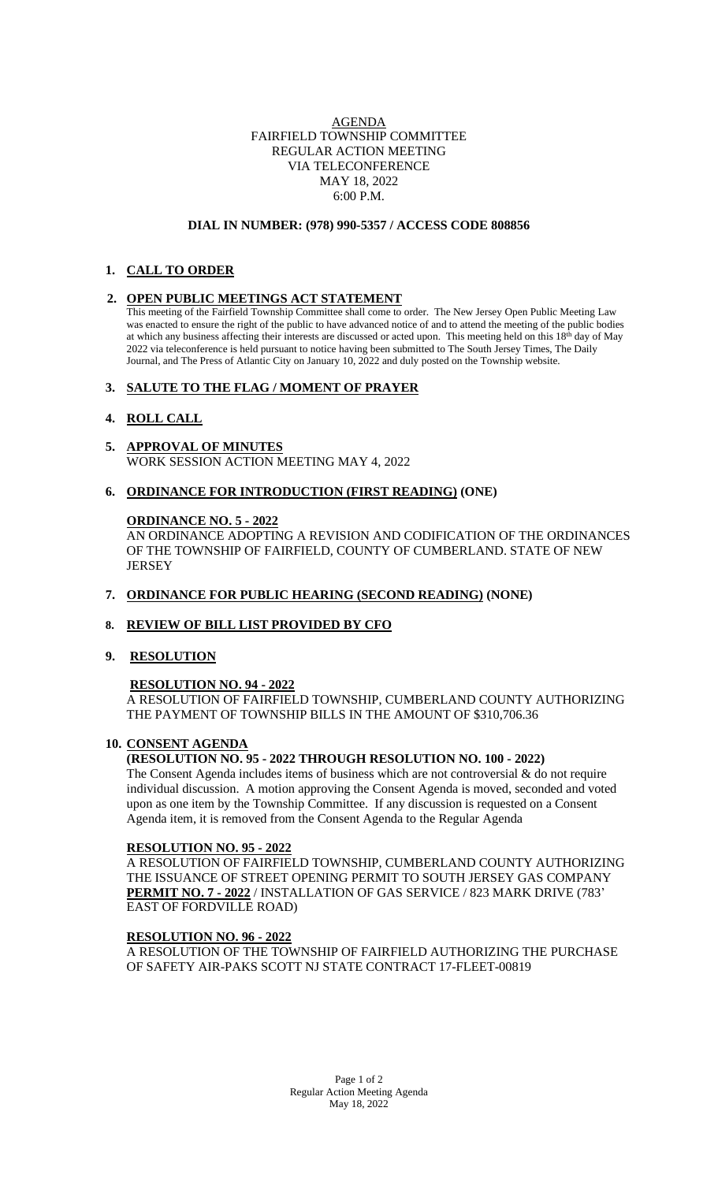AGENDA
FAIRFIELD TOWNSHIP COMMITTEE
REGULAR ACTION MEETING
VIA TELECONFERENCE
MAY 18, 2022
6:00 P.M.

**DIAL IN NUMBER: (978) 990-5357 / ACCESS CODE 808856**

## 1. CALL TO ORDER

## 2. OPEN PUBLIC MEETINGS ACT STATEMENT

This meeting of the Fairfield Township Committee shall come to order. The New Jersey Open Public Meeting Law was enacted to ensure the right of the public to have advanced notice of and to attend the meeting of the public bodies at which any business affecting their interests are discussed or acted upon. This meeting held on this 18th day of May 2022 via teleconference is held pursuant to notice having been submitted to The South Jersey Times, The Daily Journal, and The Press of Atlantic City on January 10, 2022 and duly posted on the Township website.

## 3. SALUTE TO THE FLAG / MOMENT OF PRAYER

## 4. ROLL CALL

## 5. APPROVAL OF MINUTES

WORK SESSION ACTION MEETING MAY 4, 2022

## 6. ORDINANCE FOR INTRODUCTION (FIRST READING) (ONE)

**ORDINANCE NO. 5 - 2022**

AN ORDINANCE ADOPTING A REVISION AND CODIFICATION OF THE ORDINANCES OF THE TOWNSHIP OF FAIRFIELD, COUNTY OF CUMBERLAND. STATE OF NEW JERSEY

## 7. ORDINANCE FOR PUBLIC HEARING (SECOND READING) (NONE)

## 8. REVIEW OF BILL LIST PROVIDED BY CFO

## 9. RESOLUTION

**RESOLUTION NO. 94 - 2022**

A RESOLUTION OF FAIRFIELD TOWNSHIP, CUMBERLAND COUNTY AUTHORIZING THE PAYMENT OF TOWNSHIP BILLS IN THE AMOUNT OF $310,706.36

## 10. CONSENT AGENDA

**(RESOLUTION NO. 95 - 2022 THROUGH RESOLUTION NO. 100 - 2022)**

The Consent Agenda includes items of business which are not controversial & do not require individual discussion. A motion approving the Consent Agenda is moved, seconded and voted upon as one item by the Township Committee. If any discussion is requested on a Consent Agenda item, it is removed from the Consent Agenda to the Regular Agenda

**RESOLUTION NO. 95 - 2022**

A RESOLUTION OF FAIRFIELD TOWNSHIP, CUMBERLAND COUNTY AUTHORIZING THE ISSUANCE OF STREET OPENING PERMIT TO SOUTH JERSEY GAS COMPANY **PERMIT NO. 7 - 2022** / INSTALLATION OF GAS SERVICE / 823 MARK DRIVE (783' EAST OF FORDVILLE ROAD)

**RESOLUTION NO. 96 - 2022**

A RESOLUTION OF THE TOWNSHIP OF FAIRFIELD AUTHORIZING THE PURCHASE OF SAFETY AIR-PAKS SCOTT NJ STATE CONTRACT 17-FLEET-00819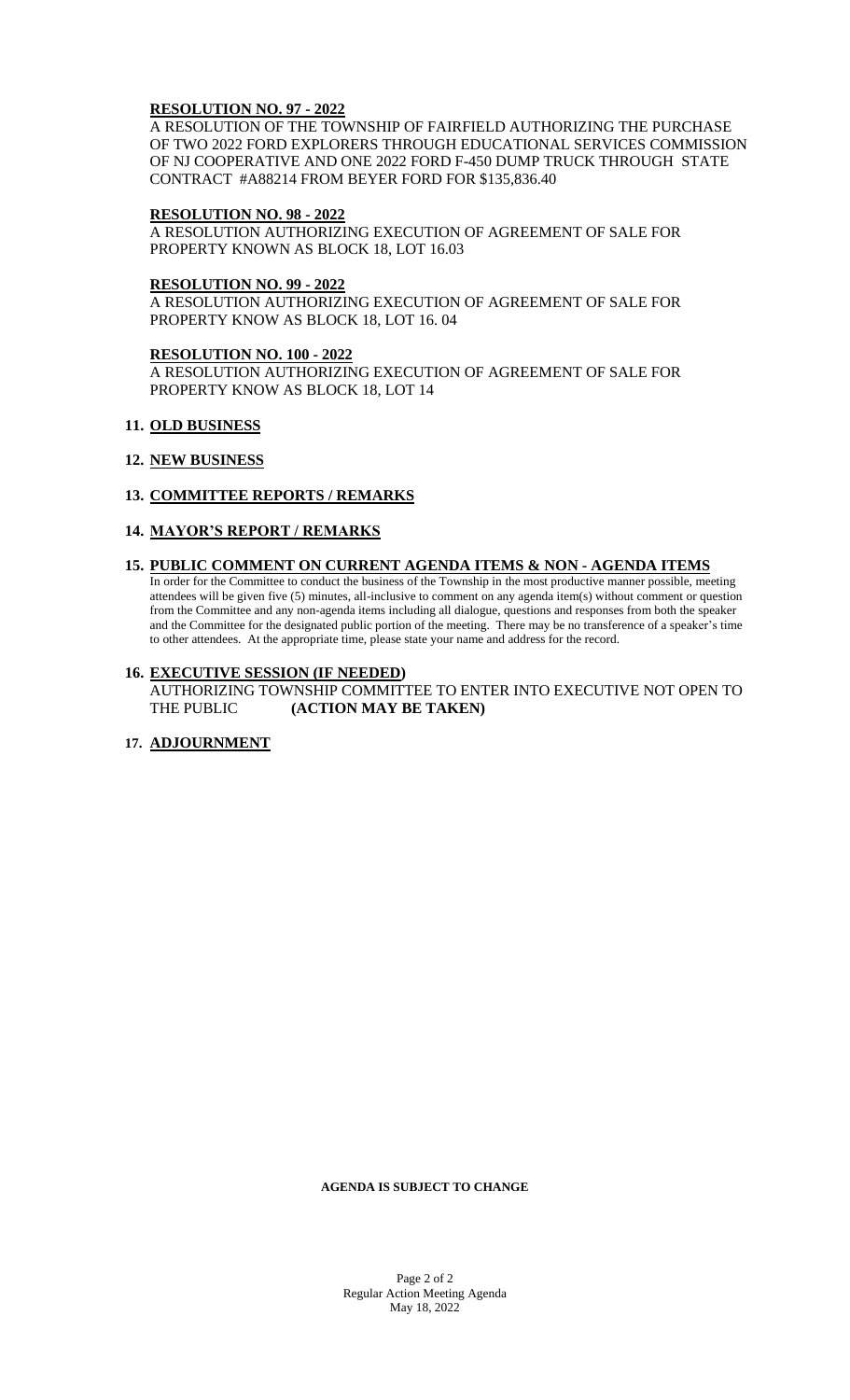**RESOLUTION NO. 97 - 2022**
A RESOLUTION OF THE TOWNSHIP OF FAIRFIELD AUTHORIZING THE PURCHASE OF TWO 2022 FORD EXPLORERS THROUGH EDUCATIONAL SERVICES COMMISSION OF NJ COOPERATIVE AND ONE 2022 FORD F-450 DUMP TRUCK THROUGH STATE CONTRACT #A88214 FROM BEYER FORD FOR $135,836.40

**RESOLUTION NO. 98 - 2022**
A RESOLUTION AUTHORIZING EXECUTION OF AGREEMENT OF SALE FOR PROPERTY KNOWN AS BLOCK 18, LOT 16.03

**RESOLUTION NO. 99 - 2022**
A RESOLUTION AUTHORIZING EXECUTION OF AGREEMENT OF SALE FOR PROPERTY KNOW AS BLOCK 18, LOT 16. 04

**RESOLUTION NO. 100 - 2022**
A RESOLUTION AUTHORIZING EXECUTION OF AGREEMENT OF SALE FOR PROPERTY KNOW AS BLOCK 18, LOT 14

11. **OLD BUSINESS**

12. **NEW BUSINESS**

13. **COMMITTEE REPORTS / REMARKS**

14. **MAYOR'S REPORT / REMARKS**

15. **PUBLIC COMMENT ON CURRENT AGENDA ITEMS & NON - AGENDA ITEMS**
In order for the Committee to conduct the business of the Township in the most productive manner possible, meeting attendees will be given five (5) minutes, all-inclusive to comment on any agenda item(s) without comment or question from the Committee and any non-agenda items including all dialogue, questions and responses from both the speaker and the Committee for the designated public portion of the meeting. There may be no transference of a speaker's time to other attendees. At the appropriate time, please state your name and address for the record.

16. **EXECUTIVE SESSION (IF NEEDED)**
AUTHORIZING TOWNSHIP COMMITTEE TO ENTER INTO EXECUTIVE NOT OPEN TO THE PUBLIC **(ACTION MAY BE TAKEN)**

17. **ADJOURNMENT**

**AGENDA IS SUBJECT TO CHANGE**

Regular Action Meeting Agenda
May 18, 2022